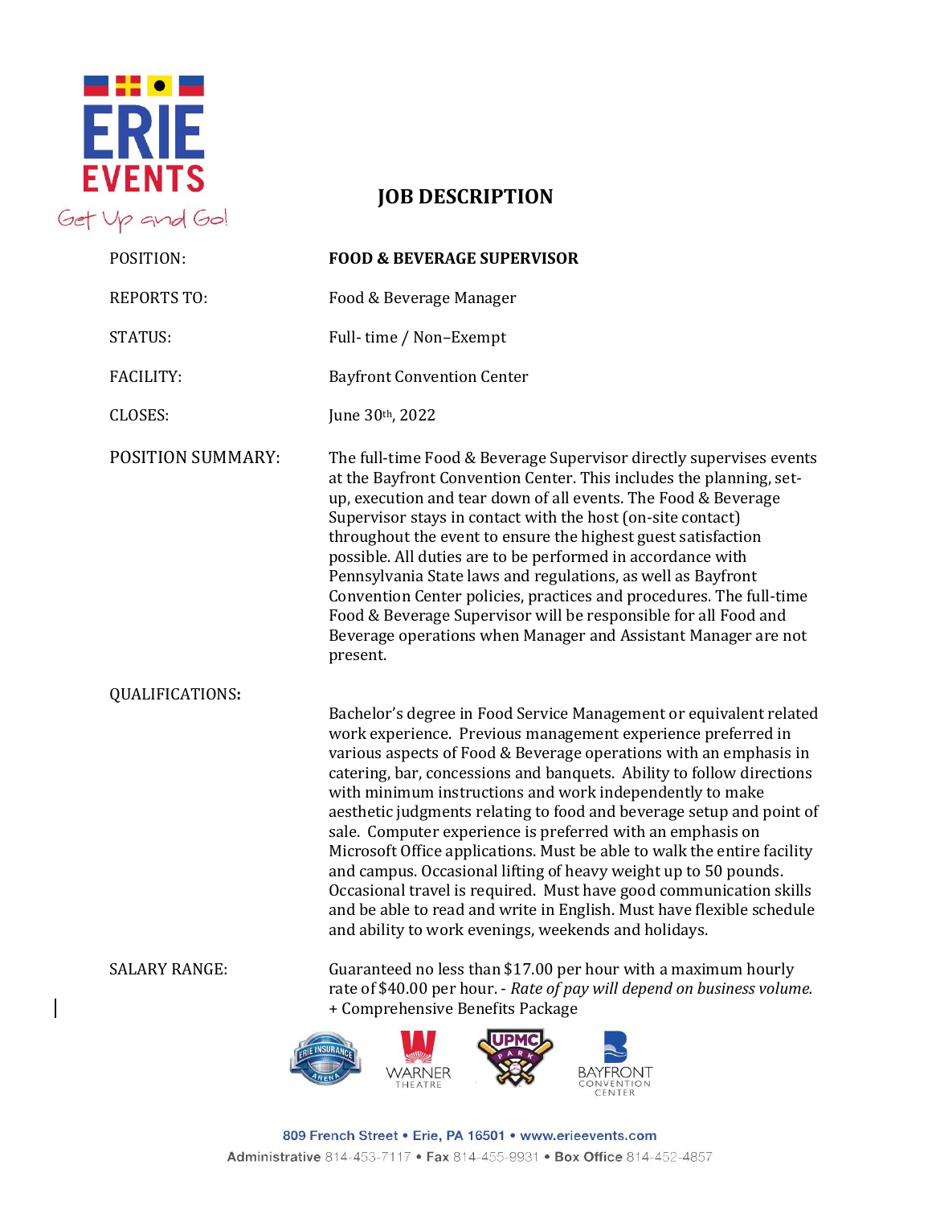# JOB DESCRIPTION

| | |
|---|---|
| POSITION: | **FOOD & BEVERAGE SUPERVISOR** |
| REPORTS TO: | Food & Beverage Manager |
| STATUS: | Full- time / Non–Exempt |
| FACILITY: | Bayfront Convention Center |
| CLOSES: | June 30th, 2022 |

**POSITION SUMMARY:**

The full-time Food & Beverage Supervisor directly supervises events at the Bayfront Convention Center. This includes the planning, set-up, execution and tear down of all events. The Food & Beverage Supervisor stays in contact with the host (on-site contact) throughout the event to ensure the highest guest satisfaction possible. All duties are to be performed in accordance with Pennsylvania State laws and regulations, as well as Bayfront Convention Center policies, practices and procedures. The full-time Food & Beverage Supervisor will be responsible for all Food and Beverage operations when Manager and Assistant Manager are not present.

**QUALIFICATIONS:**

Bachelor's degree in Food Service Management or equivalent related work experience. Previous management experience preferred in various aspects of Food & Beverage operations with an emphasis in catering, bar, concessions and banquets. Ability to follow directions with minimum instructions and work independently to make aesthetic judgments relating to food and beverage setup and point of sale. Computer experience is preferred with an emphasis on Microsoft Office applications. Must be able to walk the entire facility and campus. Occasional lifting of heavy weight up to 50 pounds. Occasional travel is required. Must have good communication skills and be able to read and write in English. Must have flexible schedule and ability to work evenings, weekends and holidays.

**SALARY RANGE:**

Guaranteed no less than $17.00 per hour with a maximum hourly rate of $40.00 per hour. - *Rate of pay will depend on business volume.*
+ Comprehensive Benefits Package

809 French Street • Erie, PA 16501 • www.erieevents.com
Administrative 814-453-7117 • Fax 814-455-9931 • Box Office 814-452-4857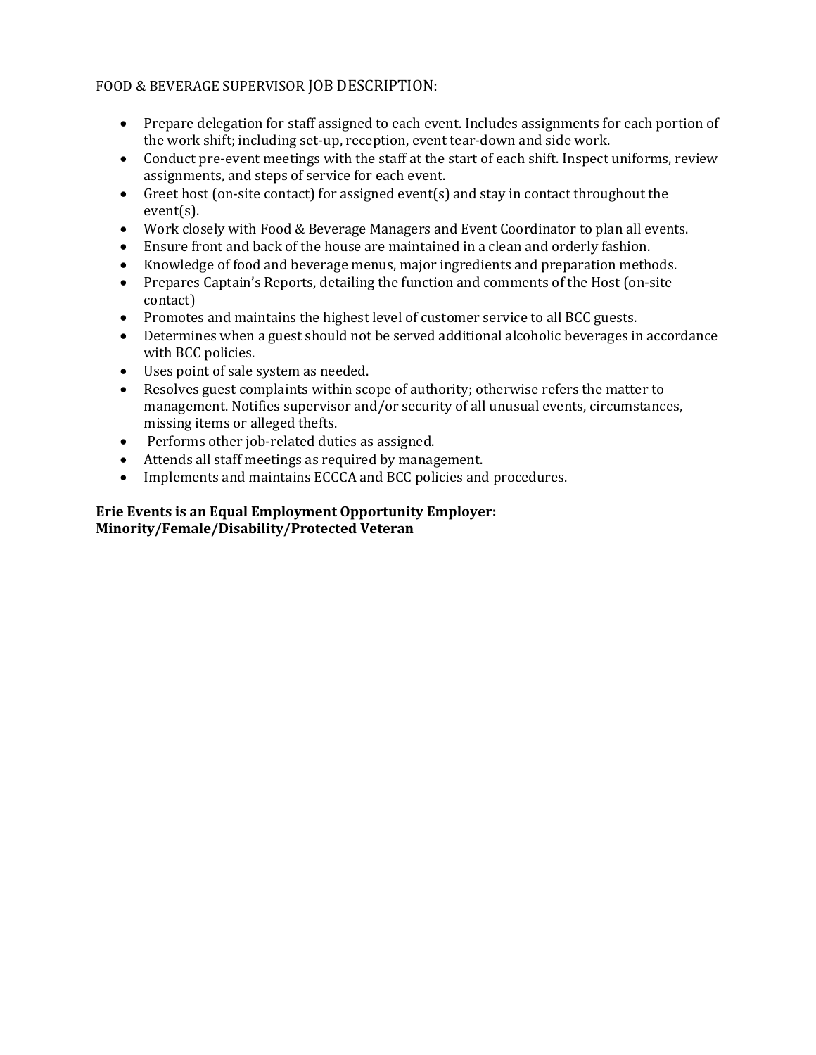FOOD & BEVERAGE SUPERVISOR JOB DESCRIPTION:

- Prepare delegation for staff assigned to each event. Includes assignments for each portion of the work shift; including set-up, reception, event tear-down and side work.
- Conduct pre-event meetings with the staff at the start of each shift. Inspect uniforms, review assignments, and steps of service for each event.
- Greet host (on-site contact) for assigned event(s) and stay in contact throughout the event(s).
- Work closely with Food & Beverage Managers and Event Coordinator to plan all events.
- Ensure front and back of the house are maintained in a clean and orderly fashion.
- Knowledge of food and beverage menus, major ingredients and preparation methods.
- Prepares Captain's Reports, detailing the function and comments of the Host (on-site contact)
- Promotes and maintains the highest level of customer service to all BCC guests.
- Determines when a guest should not be served additional alcoholic beverages in accordance with BCC policies.
- Uses point of sale system as needed.
- Resolves guest complaints within scope of authority; otherwise refers the matter to management. Notifies supervisor and/or security of all unusual events, circumstances, missing items or alleged thefts.
- Performs other job-related duties as assigned.
- Attends all staff meetings as required by management.
- Implements and maintains ECCCA and BCC policies and procedures.

**Erie Events is an Equal Employment Opportunity Employer:**
**Minority/Female/Disability/Protected Veteran**